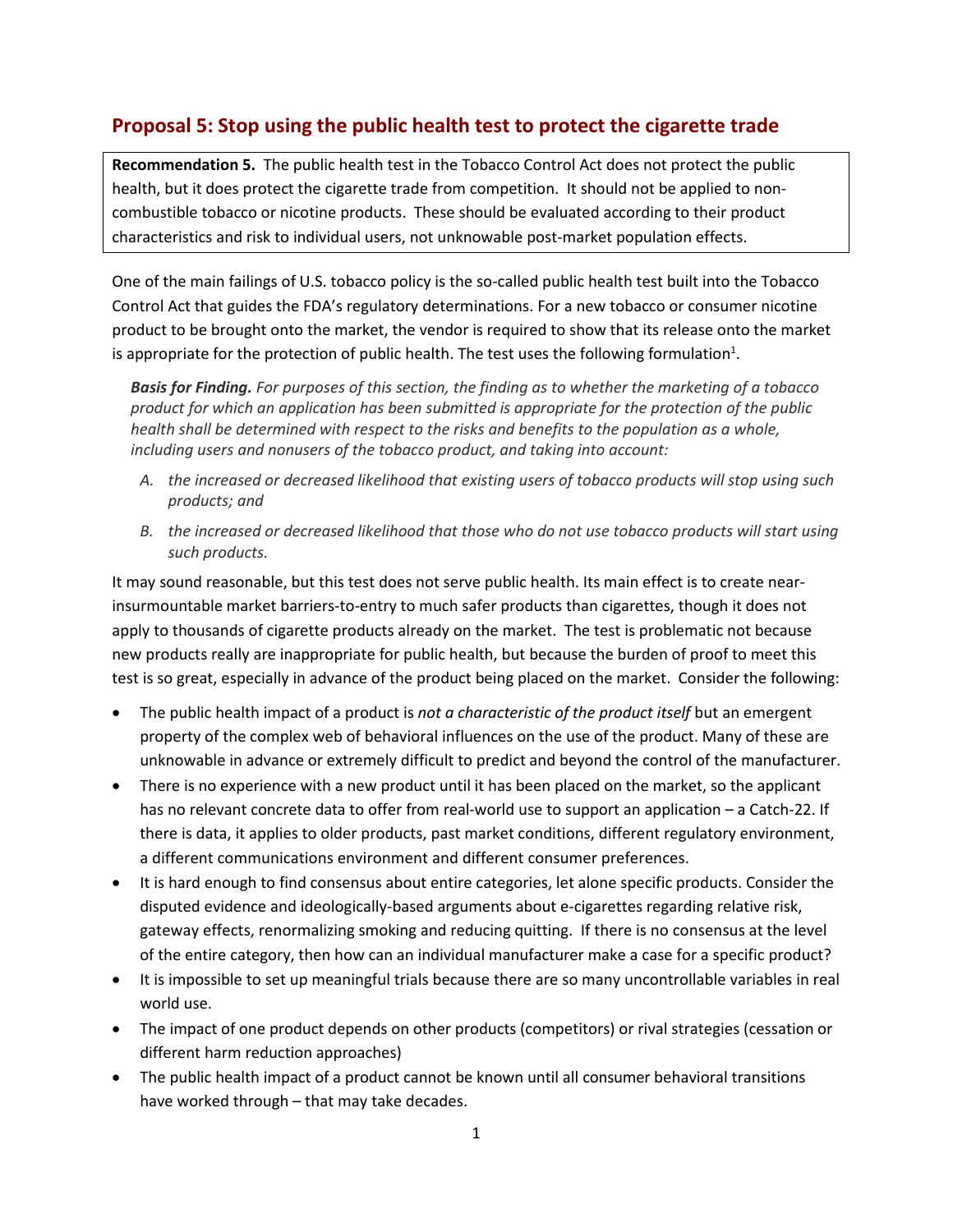## Proposal 5: Stop using the public health test to protect the cigarette trade

**Recommendation 5.** The public health test in the Tobacco Control Act does not protect the public health, but it does protect the cigarette trade from competition. It should not be applied to non-combustible tobacco or nicotine products. These should be evaluated according to their product characteristics and risk to individual users, not unknowable post-market population effects.

One of the main failings of U.S. tobacco policy is the so-called public health test built into the Tobacco Control Act that guides the FDA's regulatory determinations. For a new tobacco or consumer nicotine product to be brought onto the market, the vendor is required to show that its release onto the market is appropriate for the protection of public health. The test uses the following formulation[1].

> ***Basis for Finding.*** *For purposes of this section, the finding as to whether the marketing of a tobacco product for which an application has been submitted is appropriate for the protection of the public health shall be determined with respect to the risks and benefits to the population as a whole, including users and nonusers of the tobacco product, and taking into account:*
>
> A. *the increased or decreased likelihood that existing users of tobacco products will stop using such products; and*
> B. *the increased or decreased likelihood that those who do not use tobacco products will start using such products.*

It may sound reasonable, but this test does not serve public health. Its main effect is to create near-insurmountable market barriers-to-entry to much safer products than cigarettes, though it does not apply to thousands of cigarette products already on the market. The test is problematic not because new products really are inappropriate for public health, but because the burden of proof to meet this test is so great, especially in advance of the product being placed on the market. Consider the following:

- The public health impact of a product is *not a characteristic of the product itself* but an emergent property of the complex web of behavioral influences on the use of the product. Many of these are unknowable in advance or extremely difficult to predict and beyond the control of the manufacturer.
- There is no experience with a new product until it has been placed on the market, so the applicant has no relevant concrete data to offer from real-world use to support an application – a Catch-22. If there is data, it applies to older products, past market conditions, different regulatory environment, a different communications environment and different consumer preferences.
- It is hard enough to find consensus about entire categories, let alone specific products. Consider the disputed evidence and ideologically-based arguments about e-cigarettes regarding relative risk, gateway effects, renormalizing smoking and reducing quitting. If there is no consensus at the level of the entire category, then how can an individual manufacturer make a case for a specific product?
- It is impossible to set up meaningful trials because there are so many uncontrollable variables in real world use.
- The impact of one product depends on other products (competitors) or rival strategies (cessation or different harm reduction approaches)
- The public health impact of a product cannot be known until all consumer behavioral transitions have worked through – that may take decades.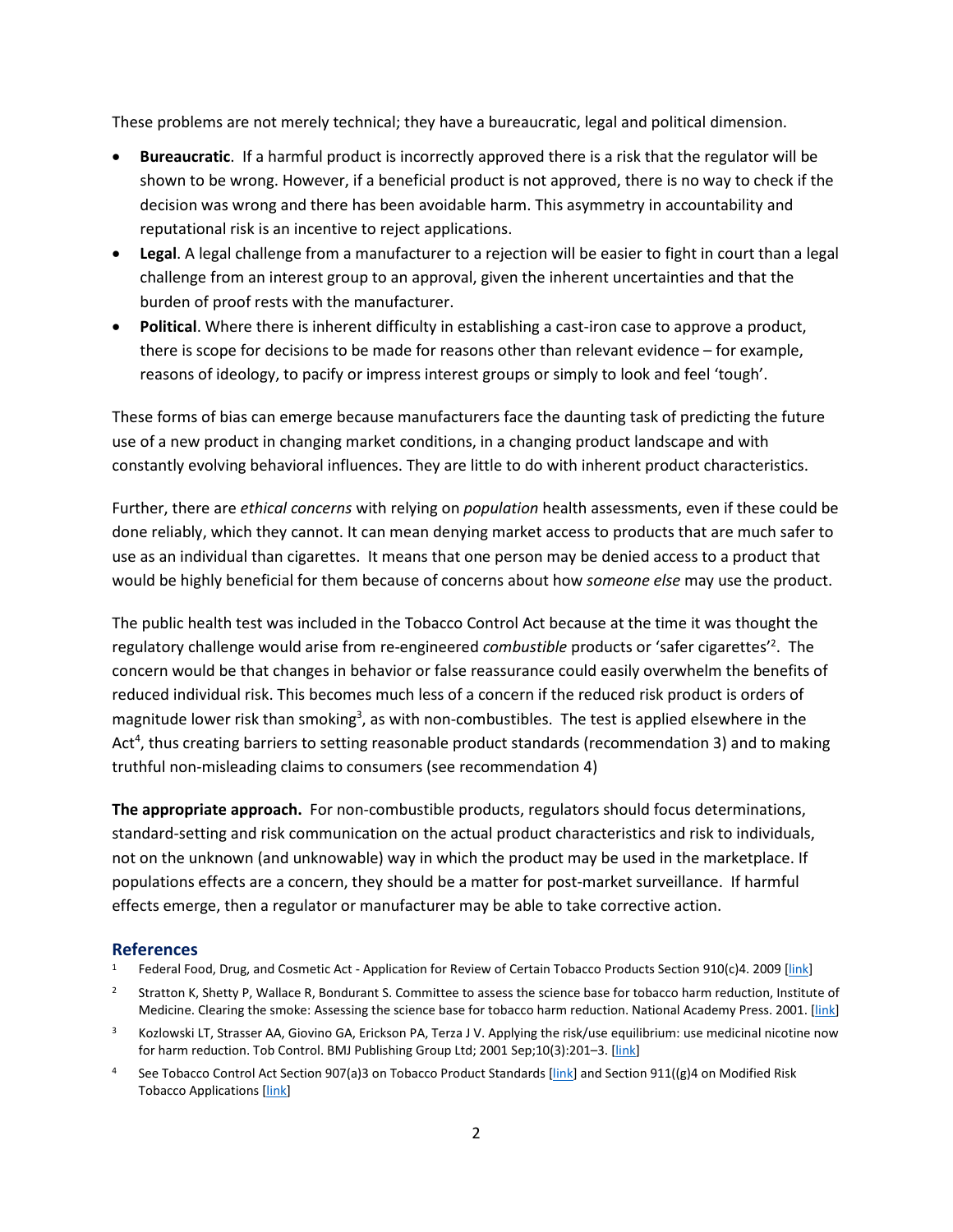These problems are not merely technical; they have a bureaucratic, legal and political dimension.

- **Bureaucratic**. If a harmful product is incorrectly approved there is a risk that the regulator will be shown to be wrong. However, if a beneficial product is not approved, there is no way to check if the decision was wrong and there has been avoidable harm. This asymmetry in accountability and reputational risk is an incentive to reject applications.
- **Legal**. A legal challenge from a manufacturer to a rejection will be easier to fight in court than a legal challenge from an interest group to an approval, given the inherent uncertainties and that the burden of proof rests with the manufacturer.
- **Political**. Where there is inherent difficulty in establishing a cast-iron case to approve a product, there is scope for decisions to be made for reasons other than relevant evidence – for example, reasons of ideology, to pacify or impress interest groups or simply to look and feel 'tough'.

These forms of bias can emerge because manufacturers face the daunting task of predicting the future use of a new product in changing market conditions, in a changing product landscape and with constantly evolving behavioral influences. They are little to do with inherent product characteristics.

Further, there are *ethical concerns* with relying on *population* health assessments, even if these could be done reliably, which they cannot. It can mean denying market access to products that are much safer to use as an individual than cigarettes. It means that one person may be denied access to a product that would be highly beneficial for them because of concerns about how *someone else* may use the product.

The public health test was included in the Tobacco Control Act because at the time it was thought the regulatory challenge would arise from re-engineered *combustible* products or 'safer cigarettes'[2]. The concern would be that changes in behavior or false reassurance could easily overwhelm the benefits of reduced individual risk. This becomes much less of a concern if the reduced risk product is orders of magnitude lower risk than smoking[3], as with non-combustibles. The test is applied elsewhere in the Act[4], thus creating barriers to setting reasonable product standards (recommendation 3) and to making truthful non-misleading claims to consumers (see recommendation 4)

**The appropriate approach.** For non-combustible products, regulators should focus determinations, standard-setting and risk communication on the actual product characteristics and risk to individuals, not on the unknown (and unknowable) way in which the product may be used in the marketplace. If populations effects are a concern, they should be a matter for post-market surveillance. If harmful effects emerge, then a regulator or manufacturer may be able to take corrective action.

## References

1. Federal Food, Drug, and Cosmetic Act - Application for Review of Certain Tobacco Products Section 910(c)4. 2009 [link]
2. Stratton K, Shetty P, Wallace R, Bondurant S. Committee to assess the science base for tobacco harm reduction, Institute of Medicine. Clearing the smoke: Assessing the science base for tobacco harm reduction. National Academy Press. 2001. [link]
3. Kozlowski LT, Strasser AA, Giovino GA, Erickson PA, Terza J V. Applying the risk/use equilibrium: use medicinal nicotine now for harm reduction. Tob Control. BMJ Publishing Group Ltd; 2001 Sep;10(3):201–3. [link]
4. See Tobacco Control Act Section 907(a)3 on Tobacco Product Standards [link] and Section 911((g)4 on Modified Risk Tobacco Applications [link]